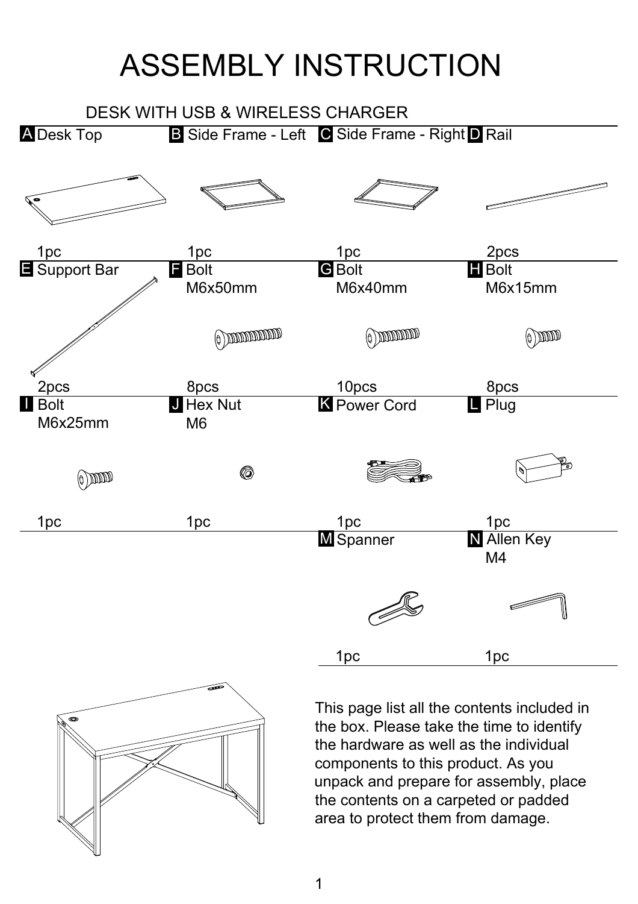# ASSEMBLY INSTRUCTION

DESK WITH USB & WIRELESS CHARGER

| Part | Description | Quantity |
|---|---|---|
| A | Desk Top | 1pc |
| B | Side Frame - Left | 1pc |
| C | Side Frame - Right | 1pc |
| D | Rail | 2pcs |
| E | Support Bar | 2pcs |
| F | Bolt M6x50mm | 8pcs |
| G | Bolt M6x40mm | 10pcs |
| H | Bolt M6x15mm | 8pcs |
| I | Bolt M6x25mm | 1pc |
| J | Hex Nut M6 | 1pc |
| K | Power Cord | 1pc |
| L | Plug | 1pc |
| M | Spanner | 1pc |
| N | Allen Key M4 | 1pc |

This page list all the contents included in the box. Please take the time to identify the hardware as well as the individual components to this product. As you unpack and prepare for assembly, place the contents on a carpeted or padded area to protect them from damage.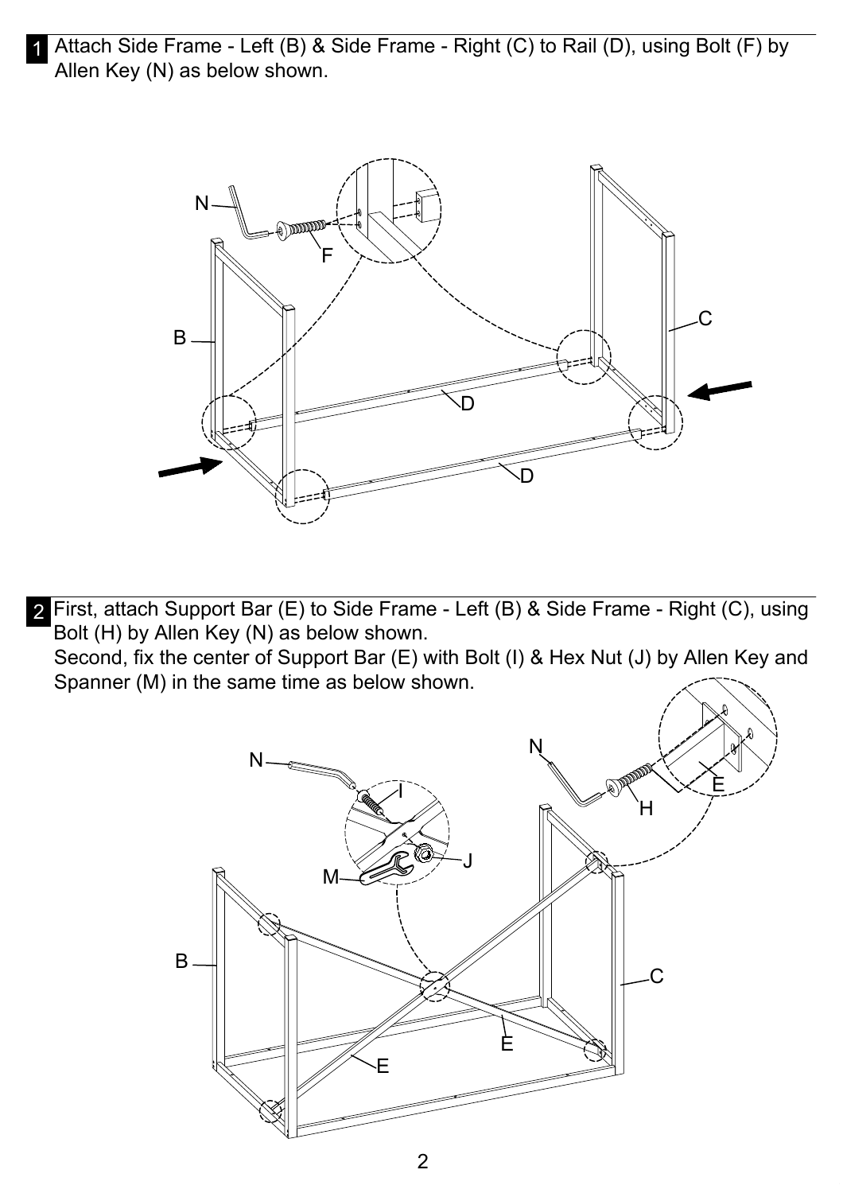**1** Attach Side Frame - Left (B) & Side Frame - Right (C) to Rail (D), using Bolt (F) by Allen Key (N) as below shown.

**2** First, attach Support Bar (E) to Side Frame - Left (B) & Side Frame - Right (C), using Bolt (H) by Allen Key (N) as below shown.
Second, fix the center of Support Bar (E) with Bolt (I) & Hex Nut (J) by Allen Key and Spanner (M) in the same time as below shown.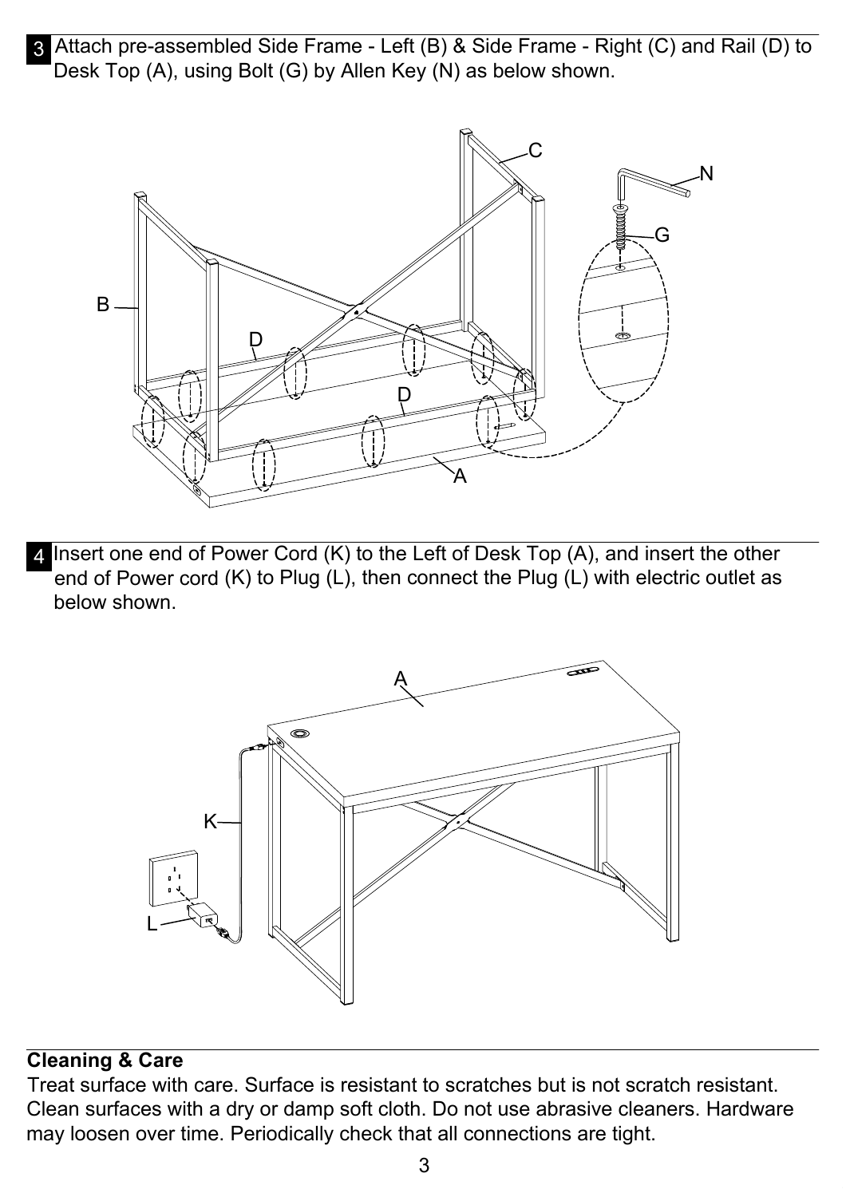**3** Attach pre-assembled Side Frame - Left (B) & Side Frame - Right (C) and Rail (D) to Desk Top (A), using Bolt (G) by Allen Key (N) as below shown.

**4** Insert one end of Power Cord (K) to the Left of Desk Top (A), and insert the other end of Power cord (K) to Plug (L), then connect the Plug (L) with electric outlet as below shown.

**Cleaning & Care**

Treat surface with care. Surface is resistant to scratches but is not scratch resistant. Clean surfaces with a dry or damp soft cloth. Do not use abrasive cleaners. Hardware may loosen over time. Periodically check that all connections are tight.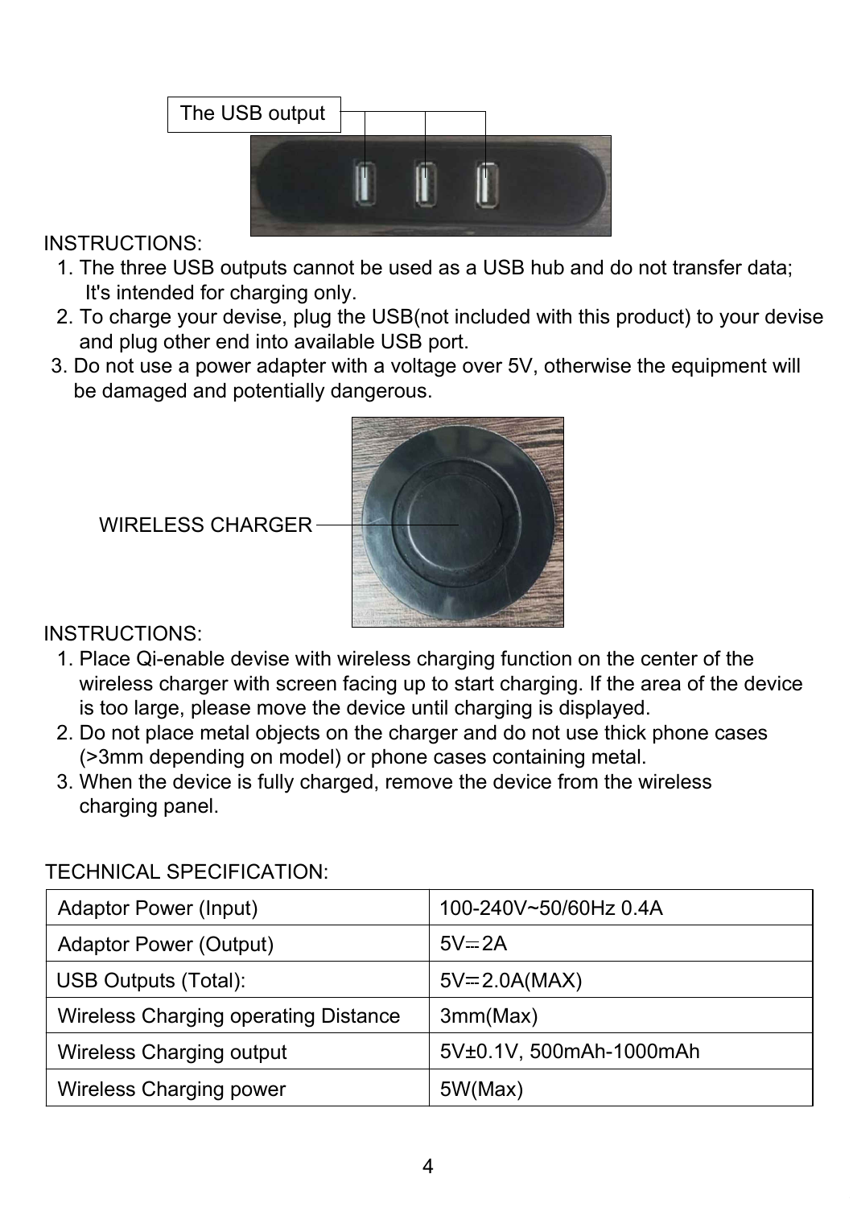The USB output

INSTRUCTIONS:

1. The three USB outputs cannot be used as a USB hub and do not transfer data; It's intended for charging only.
2. To charge your devise, plug the USB(not included with this product) to your devise and plug other end into available USB port.
3. Do not use a power adapter with a voltage over 5V, otherwise the equipment will be damaged and potentially dangerous.

WIRELESS CHARGER

INSTRUCTIONS:

1. Place Qi-enable devise with wireless charging function on the center of the wireless charger with screen facing up to start charging. If the area of the device is too large, please move the device until charging is displayed.
2. Do not place metal objects on the charger and do not use thick phone cases (>3mm depending on model) or phone cases containing metal.
3. When the device is fully charged, remove the device from the wireless charging panel.

TECHNICAL SPECIFICATION:

| | |
|---|---|
| Adaptor Power (Input) | 100-240V~50/60Hz 0.4A |
| Adaptor Power (Output) | 5V⎓2A |
| USB Outputs (Total): | 5V⎓2.0A(MAX) |
| Wireless Charging operating Distance | 3mm(Max) |
| Wireless Charging output | 5V±0.1V, 500mAh-1000mAh |
| Wireless Charging power | 5W(Max) |